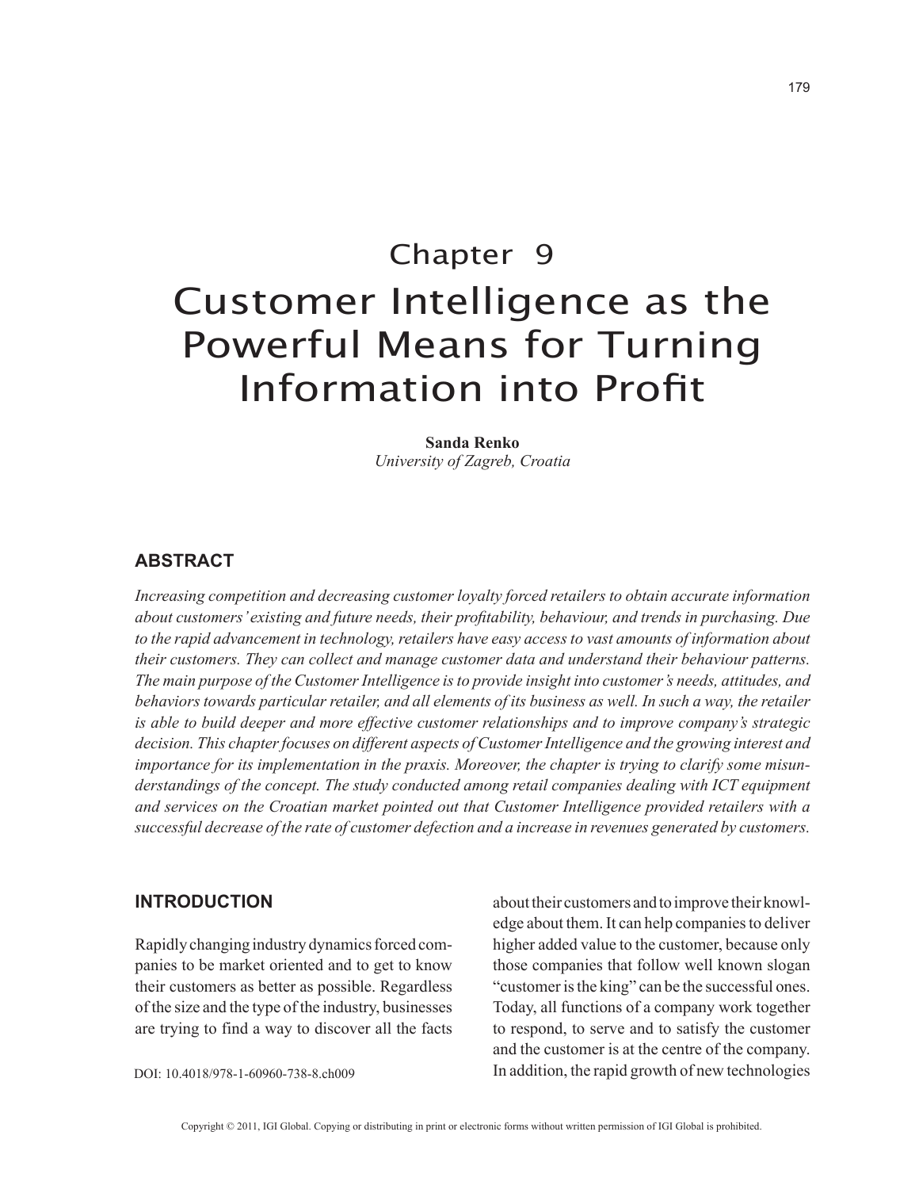# Chapter 9

# Customer Intelligence as the Powerful Means for Turning Information into Profit

**Sanda Renko**
*University of Zagreb, Croatia*

## ABSTRACT

*Increasing competition and decreasing customer loyalty forced retailers to obtain accurate information about customers' existing and future needs, their profitability, behaviour, and trends in purchasing. Due to the rapid advancement in technology, retailers have easy access to vast amounts of information about their customers. They can collect and manage customer data and understand their behaviour patterns. The main purpose of the Customer Intelligence is to provide insight into customer's needs, attitudes, and behaviors towards particular retailer, and all elements of its business as well. In such a way, the retailer is able to build deeper and more effective customer relationships and to improve company's strategic decision. This chapter focuses on different aspects of Customer Intelligence and the growing interest and importance for its implementation in the praxis. Moreover, the chapter is trying to clarify some misunderstandings of the concept. The study conducted among retail companies dealing with ICT equipment and services on the Croatian market pointed out that Customer Intelligence provided retailers with a successful decrease of the rate of customer defection and a increase in revenues generated by customers.*

## INTRODUCTION

Rapidly changing industry dynamics forced companies to be market oriented and to get to know their customers as better as possible. Regardless of the size and the type of the industry, businesses are trying to find a way to discover all the facts about their customers and to improve their knowledge about them. It can help companies to deliver higher added value to the customer, because only those companies that follow well known slogan "customer is the king" can be the successful ones. Today, all functions of a company work together to respond, to serve and to satisfy the customer and the customer is at the centre of the company. In addition, the rapid growth of new technologies

DOI: 10.4018/978-1-60960-738-8.ch009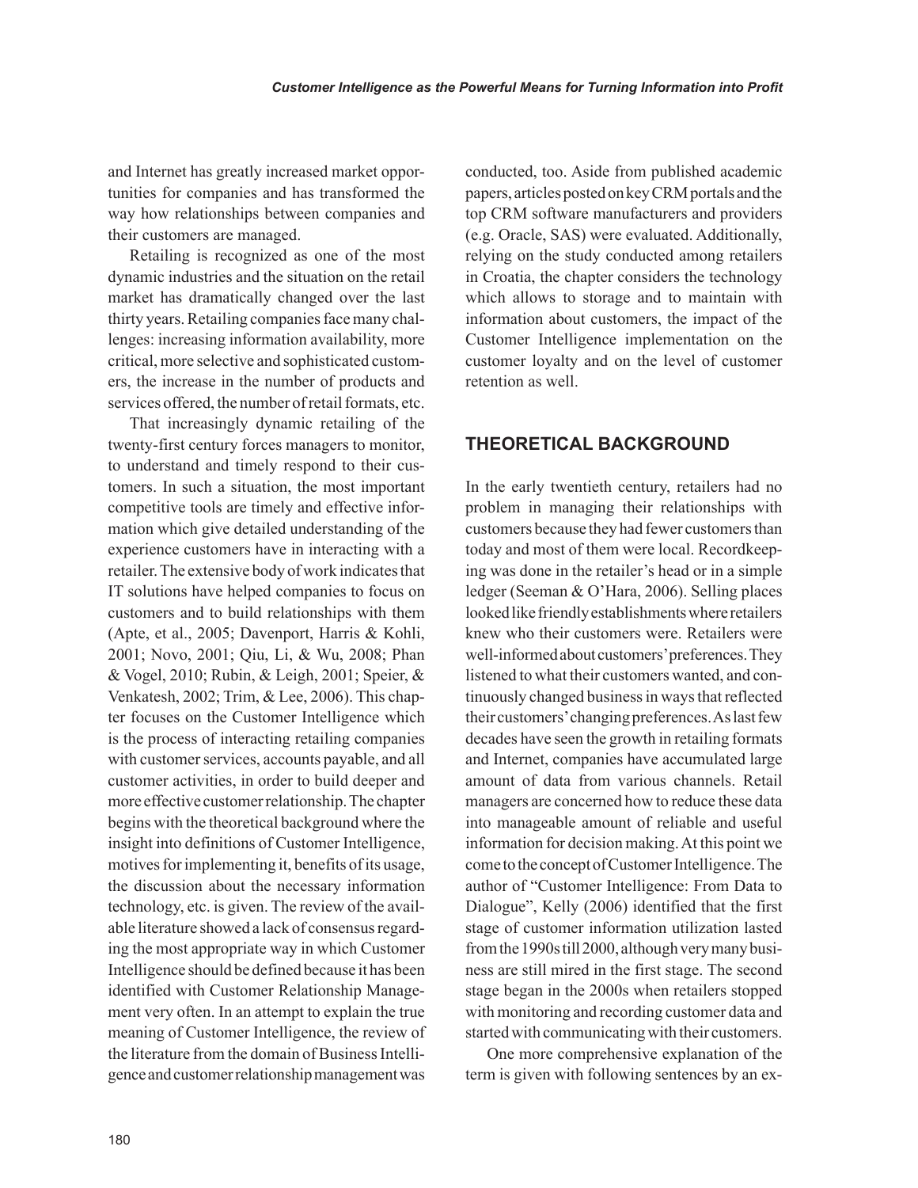and Internet has greatly increased market opportunities for companies and has transformed the way how relationships between companies and their customers are managed.

Retailing is recognized as one of the most dynamic industries and the situation on the retail market has dramatically changed over the last thirty years. Retailing companies face many challenges: increasing information availability, more critical, more selective and sophisticated customers, the increase in the number of products and services offered, the number of retail formats, etc.

That increasingly dynamic retailing of the twenty-first century forces managers to monitor, to understand and timely respond to their customers. In such a situation, the most important competitive tools are timely and effective information which give detailed understanding of the experience customers have in interacting with a retailer. The extensive body of work indicates that IT solutions have helped companies to focus on customers and to build relationships with them (Apte, et al., 2005; Davenport, Harris & Kohli, 2001; Novo, 2001; Qiu, Li, & Wu, 2008; Phan & Vogel, 2010; Rubin, & Leigh, 2001; Speier, & Venkatesh, 2002; Trim, & Lee, 2006). This chapter focuses on the Customer Intelligence which is the process of interacting retailing companies with customer services, accounts payable, and all customer activities, in order to build deeper and more effective customer relationship. The chapter begins with the theoretical background where the insight into definitions of Customer Intelligence, motives for implementing it, benefits of its usage, the discussion about the necessary information technology, etc. is given. The review of the available literature showed a lack of consensus regarding the most appropriate way in which Customer Intelligence should be defined because it has been identified with Customer Relationship Management very often. In an attempt to explain the true meaning of Customer Intelligence, the review of the literature from the domain of Business Intelligence and customer relationship management was conducted, too. Aside from published academic papers, articles posted on key CRM portals and the top CRM software manufacturers and providers (e.g. Oracle, SAS) were evaluated. Additionally, relying on the study conducted among retailers in Croatia, the chapter considers the technology which allows to storage and to maintain with information about customers, the impact of the Customer Intelligence implementation on the customer loyalty and on the level of customer retention as well.

## THEORETICAL BACKGROUND

In the early twentieth century, retailers had no problem in managing their relationships with customers because they had fewer customers than today and most of them were local. Recordkeeping was done in the retailer's head or in a simple ledger (Seeman & O'Hara, 2006). Selling places looked like friendly establishments where retailers knew who their customers were. Retailers were well-informed about customers' preferences. They listened to what their customers wanted, and continuously changed business in ways that reflected their customers' changing preferences. As last few decades have seen the growth in retailing formats and Internet, companies have accumulated large amount of data from various channels. Retail managers are concerned how to reduce these data into manageable amount of reliable and useful information for decision making. At this point we come to the concept of Customer Intelligence. The author of "Customer Intelligence: From Data to Dialogue", Kelly (2006) identified that the first stage of customer information utilization lasted from the 1990s till 2000, although very many business are still mired in the first stage. The second stage began in the 2000s when retailers stopped with monitoring and recording customer data and started with communicating with their customers.

One more comprehensive explanation of the term is given with following sentences by an ex-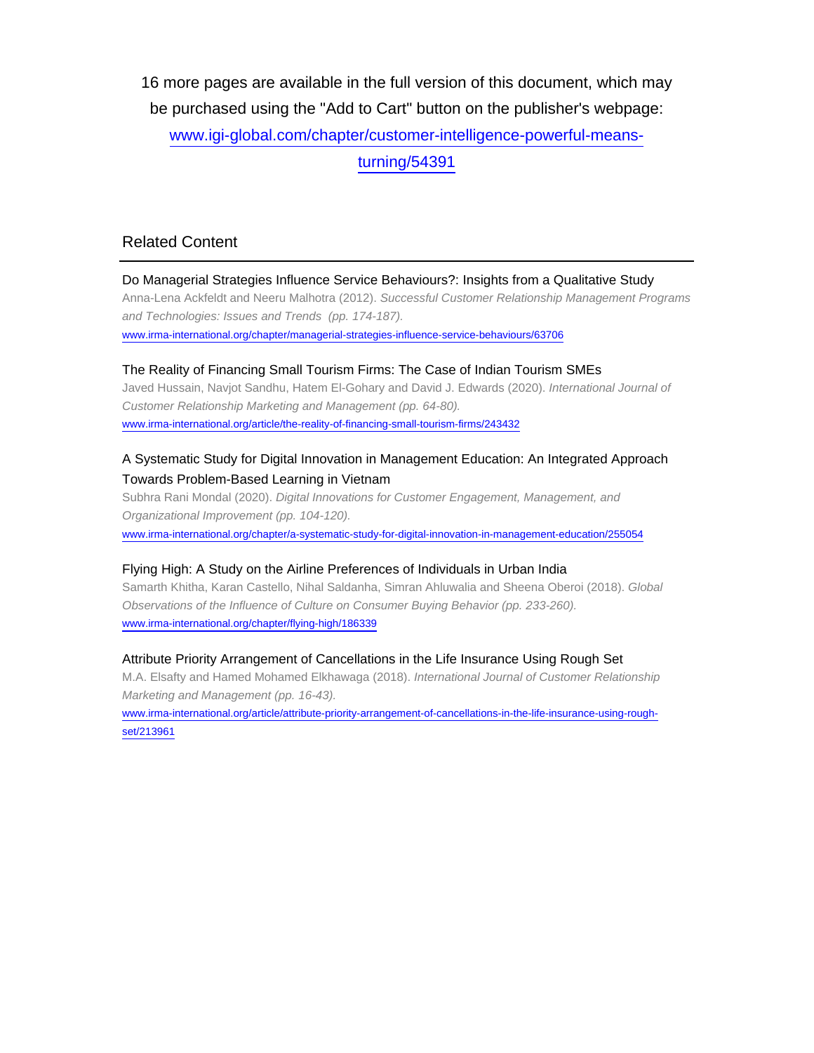16 more pages are available in the full version of this document, which may be purchased using the "Add to Cart" button on the publisher's webpage: [www.igi-global.com/chapter/customer-intelligence-powerful-means-turning/54391](www.igi-global.com/chapter/customer-intelligence-powerful-means-turning/54391)

## Related Content

**Do Managerial Strategies Influence Service Behaviours?: Insights from a Qualitative Study**
Anna-Lena Ackfeldt and Neeru Malhotra (2012). *Successful Customer Relationship Management Programs and Technologies: Issues and Trends (pp. 174-187).*
[www.irma-international.org/chapter/managerial-strategies-influence-service-behaviours/63706](www.irma-international.org/chapter/managerial-strategies-influence-service-behaviours/63706)

**The Reality of Financing Small Tourism Firms: The Case of Indian Tourism SMEs**
Javed Hussain, Navjot Sandhu, Hatem El-Gohary and David J. Edwards (2020). *International Journal of Customer Relationship Marketing and Management (pp. 64-80).*
[www.irma-international.org/article/the-reality-of-financing-small-tourism-firms/243432](www.irma-international.org/article/the-reality-of-financing-small-tourism-firms/243432)

**A Systematic Study for Digital Innovation in Management Education: An Integrated Approach Towards Problem-Based Learning in Vietnam**
Subhra Rani Mondal (2020). *Digital Innovations for Customer Engagement, Management, and Organizational Improvement (pp. 104-120).*
[www.irma-international.org/chapter/a-systematic-study-for-digital-innovation-in-management-education/255054](www.irma-international.org/chapter/a-systematic-study-for-digital-innovation-in-management-education/255054)

**Flying High: A Study on the Airline Preferences of Individuals in Urban India**
Samarth Khitha, Karan Castello, Nihal Saldanha, Simran Ahluwalia and Sheena Oberoi (2018). *Global Observations of the Influence of Culture on Consumer Buying Behavior (pp. 233-260).*
[www.irma-international.org/chapter/flying-high/186339](www.irma-international.org/chapter/flying-high/186339)

**Attribute Priority Arrangement of Cancellations in the Life Insurance Using Rough Set**
M.A. Elsafty and Hamed Mohamed Elkhawaga (2018). *International Journal of Customer Relationship Marketing and Management (pp. 16-43).*
[www.irma-international.org/article/attribute-priority-arrangement-of-cancellations-in-the-life-insurance-using-rough-set/213961](www.irma-international.org/article/attribute-priority-arrangement-of-cancellations-in-the-life-insurance-using-rough-set/213961)